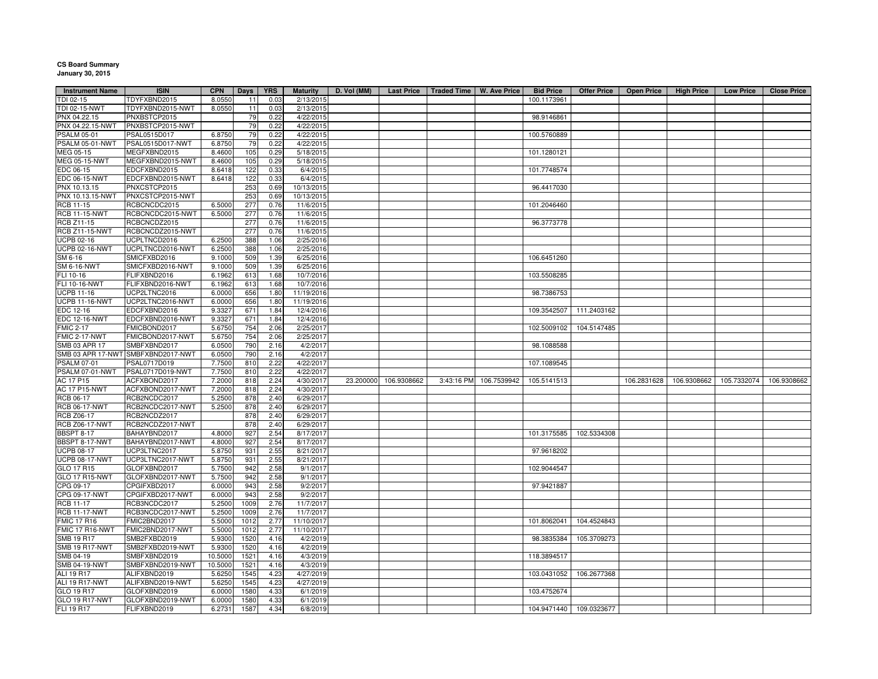**CS Board Summary**
**January 30, 2015**

| Instrument Name | ISIN | CPN | Days | YRS | Maturity | D. Vol (MM) | Last Price | Traded Time | W. Ave Price | Bid Price | Offer Price | Open Price | High Price | Low Price | Close Price |
|---|---|---|---|---|---|---|---|---|---|---|---|---|---|---|---|
| TDI 02-15 | TDYFXBND2015 | 8.0550 | 11 | 0.03 | 2/13/2015 | | | | | 100.1173961 | | | | | |
| TDI 02-15-NWT | TDYFXBND2015-NWT | 8.0550 | 11 | 0.03 | 2/13/2015 | | | | | | | | | | |
| PNX 04.22.15 | PNXBSTCP2015 | | 79 | 0.22 | 4/22/2015 | | | | | 98.9146861 | | | | | |
| PNX 04.22.15-NWT | PNXBSTCP2015-NWT | | 79 | 0.22 | 4/22/2015 | | | | | | | | | | |
| PSALM 05-01 | PSAL0515D017 | 6.8750 | 79 | 0.22 | 4/22/2015 | | | | | 100.5760889 | | | | | |
| PSALM 05-01-NWT | PSAL0515D017-NWT | 6.8750 | 79 | 0.22 | 4/22/2015 | | | | | | | | | | |
| MEG 05-15 | MEGFXBND2015 | 8.4600 | 105 | 0.29 | 5/18/2015 | | | | | 101.1280121 | | | | | |
| MEG 05-15-NWT | MEGFXBND2015-NWT | 8.4600 | 105 | 0.29 | 5/18/2015 | | | | | | | | | | |
| EDC 06-15 | EDCFXBND2015 | 8.6418 | 122 | 0.33 | 6/4/2015 | | | | | 101.7748574 | | | | | |
| EDC 06-15-NWT | EDCFXBND2015-NWT | 8.6418 | 122 | 0.33 | 6/4/2015 | | | | | | | | | | |
| PNX 10.13.15 | PNXCSTCP2015 | | 253 | 0.69 | 10/13/2015 | | | | | 96.4417030 | | | | | |
| PNX 10.13.15-NWT | PNXCSTCP2015-NWT | | 253 | 0.69 | 10/13/2015 | | | | | | | | | | |
| RCB 11-15 | RCBCNCDC2015 | 6.5000 | 277 | 0.76 | 11/6/2015 | | | | | 101.2046460 | | | | | |
| RCB 11-15-NWT | RCBCNCDC2015-NWT | 6.5000 | 277 | 0.76 | 11/6/2015 | | | | | | | | | | |
| RCB Z11-15 | RCBCNCDZ2015 | | 277 | 0.76 | 11/6/2015 | | | | | 96.3773778 | | | | | |
| RCB Z11-15-NWT | RCBCNCDZ2015-NWT | | 277 | 0.76 | 11/6/2015 | | | | | | | | | | |
| UCPB 02-16 | UCPLTNCD2016 | 6.2500 | 388 | 1.06 | 2/25/2016 | | | | | | | | | | |
| UCPB 02-16-NWT | UCPLTNCD2016-NWT | 6.2500 | 388 | 1.06 | 2/25/2016 | | | | | | | | | | |
| SM 6-16 | SMICFXBD2016 | 9.1000 | 509 | 1.39 | 6/25/2016 | | | | | 106.6451260 | | | | | |
| SM 6-16-NWT | SMICFXBD2016-NWT | 9.1000 | 509 | 1.39 | 6/25/2016 | | | | | | | | | | |
| FLI 10-16 | FLIFXBND2016 | 6.1962 | 613 | 1.68 | 10/7/2016 | | | | | 103.5508285 | | | | | |
| FLI 10-16-NWT | FLIFXBND2016-NWT | 6.1962 | 613 | 1.68 | 10/7/2016 | | | | | | | | | | |
| UCPB 11-16 | UCP2LTNC2016 | 6.0000 | 656 | 1.80 | 11/19/2016 | | | | | 98.7386753 | | | | | |
| UCPB 11-16-NWT | UCP2LTNC2016-NWT | 6.0000 | 656 | 1.80 | 11/19/2016 | | | | | | | | | | |
| EDC 12-16 | EDCFXBND2016 | 9.3327 | 671 | 1.84 | 12/4/2016 | | | | | 109.3542507 | 111.2403162 | | | | |
| EDC 12-16-NWT | EDCFXBND2016-NWT | 9.3327 | 671 | 1.84 | 12/4/2016 | | | | | | | | | | |
| FMIC 2-17 | FMICBOND2017 | 5.6750 | 754 | 2.06 | 2/25/2017 | | | | | 102.5009102 | 104.5147485 | | | | |
| FMIC 2-17-NWT | FMICBOND2017-NWT | 5.6750 | 754 | 2.06 | 2/25/2017 | | | | | | | | | | |
| SMB 03 APR 17 | SMBFXBND2017 | 6.0500 | 790 | 2.16 | 4/2/2017 | | | | | 98.1088588 | | | | | |
| SMB 03 APR 17-NWT | SMBFXBND2017-NWT | 6.0500 | 790 | 2.16 | 4/2/2017 | | | | | | | | | | |
| PSALM 07-01 | PSAL0717D019 | 7.7500 | 810 | 2.22 | 4/22/2017 | | | | | 107.1089545 | | | | | |
| PSALM 07-01-NWT | PSAL0717D019-NWT | 7.7500 | 810 | 2.22 | 4/22/2017 | | | | | | | | | | |
| AC 17 P15 | ACFXBOND2017 | 7.2000 | 818 | 2.24 | 4/30/2017 | 23.200000 | 106.9308662 | 3:43:16 PM | 106.7539942 | 105.5141513 | | 106.2831628 | 106.9308662 | 105.7332074 | 106.9308662 |
| AC 17 P15-NWT | ACFXBOND2017-NWT | 7.2000 | 818 | 2.24 | 4/30/2017 | | | | | | | | | | |
| RCB 06-17 | RCB2NCDC2017 | 5.2500 | 878 | 2.40 | 6/29/2017 | | | | | | | | | | |
| RCB 06-17-NWT | RCB2NCDC2017-NWT | 5.2500 | 878 | 2.40 | 6/29/2017 | | | | | | | | | | |
| RCB Z06-17 | RCB2NCDZ2017 | | 878 | 2.40 | 6/29/2017 | | | | | | | | | | |
| RCB Z06-17-NWT | RCB2NCDZ2017-NWT | | 878 | 2.40 | 6/29/2017 | | | | | | | | | | |
| BBSPT 8-17 | BAHAYBND2017 | 4.8000 | 927 | 2.54 | 8/17/2017 | | | | | 101.3175585 | 102.5334308 | | | | |
| BBSPT 8-17-NWT | BAHAYBND2017-NWT | 4.8000 | 927 | 2.54 | 8/17/2017 | | | | | | | | | | |
| UCPB 08-17 | UCP3LTNC2017 | 5.8750 | 931 | 2.55 | 8/21/2017 | | | | | 97.9618202 | | | | | |
| UCPB 08-17-NWT | UCP3LTNC2017-NWT | 5.8750 | 931 | 2.55 | 8/21/2017 | | | | | | | | | | |
| GLO 17 R15 | GLOFXBND2017 | 5.7500 | 942 | 2.58 | 9/1/2017 | | | | | 102.9044547 | | | | | |
| GLO 17 R15-NWT | GLOFXBND2017-NWT | 5.7500 | 942 | 2.58 | 9/1/2017 | | | | | | | | | | |
| CPG 09-17 | CPGIFXBD2017 | 6.0000 | 943 | 2.58 | 9/2/2017 | | | | | 97.9421887 | | | | | |
| CPG 09-17-NWT | CPGIFXBD2017-NWT | 6.0000 | 943 | 2.58 | 9/2/2017 | | | | | | | | | | |
| RCB 11-17 | RCB3NCDC2017 | 5.2500 | 1009 | 2.76 | 11/7/2017 | | | | | | | | | | |
| RCB 11-17-NWT | RCB3NCDC2017-NWT | 5.2500 | 1009 | 2.76 | 11/7/2017 | | | | | | | | | | |
| FMIC 17 R16 | FMIC2BND2017 | 5.5000 | 1012 | 2.77 | 11/10/2017 | | | | | 101.8062041 | 104.4524843 | | | | |
| FMIC 17 R16-NWT | FMIC2BND2017-NWT | 5.5000 | 1012 | 2.77 | 11/10/2017 | | | | | | | | | | |
| SMB 19 R17 | SMB2FXBD2019 | 5.9300 | 1520 | 4.16 | 4/2/2019 | | | | | 98.3835384 | 105.3709273 | | | | |
| SMB 19 R17-NWT | SMB2FXBD2019-NWT | 5.9300 | 1520 | 4.16 | 4/2/2019 | | | | | | | | | | |
| SMB 04-19 | SMBFXBND2019 | 10.5000 | 1521 | 4.16 | 4/3/2019 | | | | | 118.3894517 | | | | | |
| SMB 04-19-NWT | SMBFXBND2019-NWT | 10.5000 | 1521 | 4.16 | 4/3/2019 | | | | | | | | | | |
| ALI 19 R17 | ALIFXBND2019 | 5.6250 | 1545 | 4.23 | 4/27/2019 | | | | | 103.0431052 | 106.2677368 | | | | |
| ALI 19 R17-NWT | ALIFXBND2019-NWT | 5.6250 | 1545 | 4.23 | 4/27/2019 | | | | | | | | | | |
| GLO 19 R17 | GLOFXBND2019 | 6.0000 | 1580 | 4.33 | 6/1/2019 | | | | | 103.4752674 | | | | | |
| GLO 19 R17-NWT | GLOFXBND2019-NWT | 6.0000 | 1580 | 4.33 | 6/1/2019 | | | | | | | | | | |
| FLI 19 R17 | FLIFXBND2019 | 6.2731 | 1587 | 4.34 | 6/8/2019 | | | | | 104.9471440 | 109.0323677 | | | | |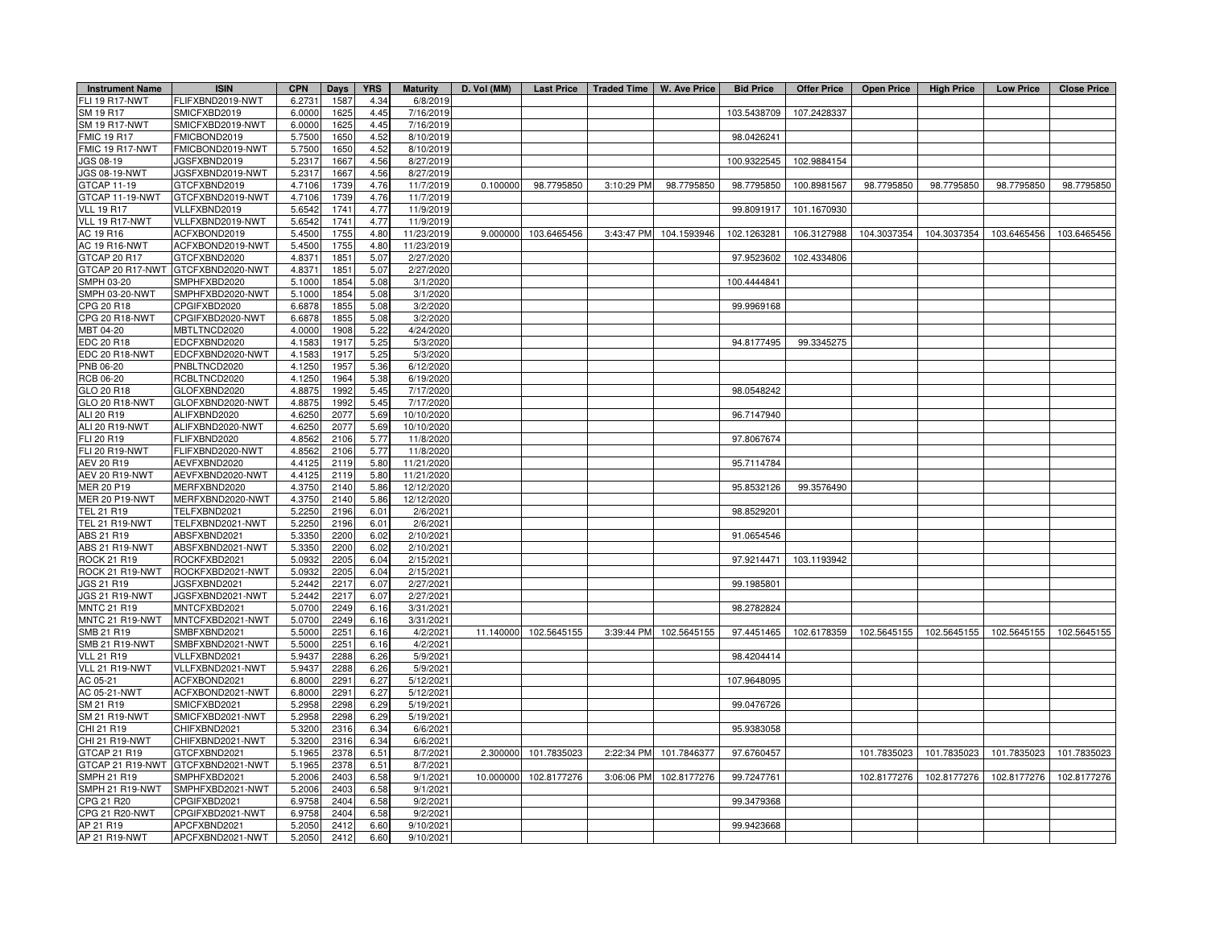| Instrument Name | ISIN | CPN | Days | YRS | Maturity | D. Vol (MM) | Last Price | Traded Time | W. Ave Price | Bid Price | Offer Price | Open Price | High Price | Low Price | Close Price |
|---|---|---|---|---|---|---|---|---|---|---|---|---|---|---|---|
| FLI 19 R17-NWT | FLIFXBND2019-NWT | 6.2731 | 1587 | 4.34 | 6/8/2019 | | | | | | | | | | |
| SM 19 R17 | SMICFXBD2019 | 6.0000 | 1625 | 4.45 | 7/16/2019 | | | | | 103.5438709 | 107.2428337 | | | | |
| SM 19 R17-NWT | SMICFXBD2019-NWT | 6.0000 | 1625 | 4.45 | 7/16/2019 | | | | | | | | | | |
| FMIC 19 R17 | FMICBOND2019 | 5.7500 | 1650 | 4.52 | 8/10/2019 | | | | | 98.0426241 | | | | | |
| FMIC 19 R17-NWT | FMICBOND2019-NWT | 5.7500 | 1650 | 4.52 | 8/10/2019 | | | | | | | | | | |
| JGS 08-19 | JGSFXBND2019 | 5.2317 | 1667 | 4.56 | 8/27/2019 | | | | | 100.9322545 | 102.9884154 | | | | |
| JGS 08-19-NWT | JGSFXBND2019-NWT | 5.2317 | 1667 | 4.56 | 8/27/2019 | | | | | | | | | | |
| GTCAP 11-19 | GTCFXBND2019 | 4.7106 | 1739 | 4.76 | 11/7/2019 | 0.100000 | 98.7795850 | 3:10:29 PM | 98.7795850 | 98.7795850 | 100.8981567 | 98.7795850 | 98.7795850 | 98.7795850 | 98.7795850 |
| GTCAP 11-19-NWT | GTCFXBND2019-NWT | 4.7106 | 1739 | 4.76 | 11/7/2019 | | | | | | | | | | |
| VLL 19 R17 | VLLFXBND2019 | 5.6542 | 1741 | 4.77 | 11/9/2019 | | | | | 99.8091917 | 101.1670930 | | | | |
| VLL 19 R17-NWT | VLLFXBND2019-NWT | 5.6542 | 1741 | 4.77 | 11/9/2019 | | | | | | | | | | |
| AC 19 R16 | ACFXBOND2019 | 5.4500 | 1755 | 4.80 | 11/23/2019 | 9.000000 | 103.6465456 | 3:43:47 PM | 104.1593946 | 102.1263281 | 106.3127988 | 104.3037354 | 104.3037354 | 103.6465456 | 103.6465456 |
| AC 19 R16-NWT | ACFXBOND2019-NWT | 5.4500 | 1755 | 4.80 | 11/23/2019 | | | | | | | | | | |
| GTCAP 20 R17 | GTCFXBND2020 | 4.8371 | 1851 | 5.07 | 2/27/2020 | | | | | 97.9523602 | 102.4334806 | | | | |
| GTCAP 20 R17-NWT | GTCFXBND2020-NWT | 4.8371 | 1851 | 5.07 | 2/27/2020 | | | | | | | | | | |
| SMPH 03-20 | SMPHFXBD2020 | 5.1000 | 1854 | 5.08 | 3/1/2020 | | | | | 100.4444841 | | | | | |
| SMPH 03-20-NWT | SMPHFXBD2020-NWT | 5.1000 | 1854 | 5.08 | 3/1/2020 | | | | | | | | | | |
| CPG 20 R18 | CPGIFXBD2020 | 6.6878 | 1855 | 5.08 | 3/2/2020 | | | | | 99.9969168 | | | | | |
| CPG 20 R18-NWT | CPGIFXBD2020-NWT | 6.6878 | 1855 | 5.08 | 3/2/2020 | | | | | | | | | | |
| MBT 04-20 | MBTLTNCD2020 | 4.0000 | 1908 | 5.22 | 4/24/2020 | | | | | | | | | | |
| EDC 20 R18 | EDCFXBND2020 | 4.1583 | 1917 | 5.25 | 5/3/2020 | | | | | 94.8177495 | 99.3345275 | | | | |
| EDC 20 R18-NWT | EDCFXBND2020-NWT | 4.1583 | 1917 | 5.25 | 5/3/2020 | | | | | | | | | | |
| PNB 06-20 | PNBLTNCD2020 | 4.1250 | 1957 | 5.36 | 6/12/2020 | | | | | | | | | | |
| RCB 06-20 | RCBLTNCD2020 | 4.1250 | 1964 | 5.38 | 6/19/2020 | | | | | | | | | | |
| GLO 20 R18 | GLOFXBND2020 | 4.8875 | 1992 | 5.45 | 7/17/2020 | | | | | 98.0548242 | | | | | |
| GLO 20 R18-NWT | GLOFXBND2020-NWT | 4.8875 | 1992 | 5.45 | 7/17/2020 | | | | | | | | | | |
| ALI 20 R19 | ALIFXBND2020 | 4.6250 | 2077 | 5.69 | 10/10/2020 | | | | | 96.7147940 | | | | | |
| ALI 20 R19-NWT | ALIFXBND2020-NWT | 4.6250 | 2077 | 5.69 | 10/10/2020 | | | | | | | | | | |
| FLI 20 R19 | FLIFXBND2020 | 4.8562 | 2106 | 5.77 | 11/8/2020 | | | | | 97.8067674 | | | | | |
| FLI 20 R19-NWT | FLIFXBND2020-NWT | 4.8562 | 2106 | 5.77 | 11/8/2020 | | | | | | | | | | |
| AEV 20 R19 | AEVFXBND2020 | 4.4125 | 2119 | 5.80 | 11/21/2020 | | | | | 95.7114784 | | | | | |
| AEV 20 R19-NWT | AEVFXBND2020-NWT | 4.4125 | 2119 | 5.80 | 11/21/2020 | | | | | | | | | | |
| MER 20 P19 | MERFXBND2020 | 4.3750 | 2140 | 5.86 | 12/12/2020 | | | | | 95.8532126 | 99.3576490 | | | | |
| MER 20 P19-NWT | MERFXBND2020-NWT | 4.3750 | 2140 | 5.86 | 12/12/2020 | | | | | | | | | | |
| TEL 21 R19 | TELFXBND2021 | 5.2250 | 2196 | 6.01 | 2/6/2021 | | | | | 98.8529201 | | | | | |
| TEL 21 R19-NWT | TELFXBND2021-NWT | 5.2250 | 2196 | 6.01 | 2/6/2021 | | | | | | | | | | |
| ABS 21 R19 | ABSFXBND2021 | 5.3350 | 2200 | 6.02 | 2/10/2021 | | | | | 91.0654546 | | | | | |
| ABS 21 R19-NWT | ABSFXBND2021-NWT | 5.3350 | 2200 | 6.02 | 2/10/2021 | | | | | | | | | | |
| ROCK 21 R19 | ROCKFXBD2021 | 5.0932 | 2205 | 6.04 | 2/15/2021 | | | | | 97.9214471 | 103.1193942 | | | | |
| ROCK 21 R19-NWT | ROCKFXBD2021-NWT | 5.0932 | 2205 | 6.04 | 2/15/2021 | | | | | | | | | | |
| JGS 21 R19 | JGSFXBND2021 | 5.2442 | 2217 | 6.07 | 2/27/2021 | | | | | 99.1985801 | | | | | |
| JGS 21 R19-NWT | JGSFXBND2021-NWT | 5.2442 | 2217 | 6.07 | 2/27/2021 | | | | | | | | | | |
| MNTC 21 R19 | MNTCFXBD2021 | 5.0700 | 2249 | 6.16 | 3/31/2021 | | | | | 98.2782824 | | | | | |
| MNTC 21 R19-NWT | MNTCFXBD2021-NWT | 5.0700 | 2249 | 6.16 | 3/31/2021 | | | | | | | | | | |
| SMB 21 R19 | SMBFXBND2021 | 5.5000 | 2251 | 6.16 | 4/2/2021 | 11.140000 | 102.5645155 | 3:39:44 PM | 102.5645155 | 97.4451465 | 102.6178359 | 102.5645155 | 102.5645155 | 102.5645155 | 102.5645155 |
| SMB 21 R19-NWT | SMBFXBND2021-NWT | 5.5000 | 2251 | 6.16 | 4/2/2021 | | | | | | | | | | |
| VLL 21 R19 | VLLFXBND2021 | 5.9437 | 2288 | 6.26 | 5/9/2021 | | | | | 98.4204414 | | | | | |
| VLL 21 R19-NWT | VLLFXBND2021-NWT | 5.9437 | 2288 | 6.26 | 5/9/2021 | | | | | | | | | | |
| AC 05-21 | ACFXBOND2021 | 6.8000 | 2291 | 6.27 | 5/12/2021 | | | | | 107.9648095 | | | | | |
| AC 05-21-NWT | ACFXBOND2021-NWT | 6.8000 | 2291 | 6.27 | 5/12/2021 | | | | | | | | | | |
| SM 21 R19 | SMICFXBD2021 | 5.2958 | 2298 | 6.29 | 5/19/2021 | | | | | 99.0476726 | | | | | |
| SM 21 R19-NWT | SMICFXBD2021-NWT | 5.2958 | 2298 | 6.29 | 5/19/2021 | | | | | | | | | | |
| CHI 21 R19 | CHIFXBND2021 | 5.3200 | 2316 | 6.34 | 6/6/2021 | | | | | 95.9383058 | | | | | |
| CHI 21 R19-NWT | CHIFXBND2021-NWT | 5.3200 | 2316 | 6.34 | 6/6/2021 | | | | | | | | | | |
| GTCAP 21 R19 | GTCFXBND2021 | 5.1965 | 2378 | 6.51 | 8/7/2021 | 2.300000 | 101.7835023 | 2:22:34 PM | 101.7846377 | 97.6760457 | | 101.7835023 | 101.7835023 | 101.7835023 | 101.7835023 |
| GTCAP 21 R19-NWT | GTCFXBND2021-NWT | 5.1965 | 2378 | 6.51 | 8/7/2021 | | | | | | | | | | |
| SMPH 21 R19 | SMPHFXBD2021 | 5.2006 | 2403 | 6.58 | 9/1/2021 | 10.000000 | 102.8177276 | 3:06:06 PM | 102.8177276 | 99.7247761 | | 102.8177276 | 102.8177276 | 102.8177276 | 102.8177276 |
| SMPH 21 R19-NWT | SMPHFXBD2021-NWT | 5.2006 | 2403 | 6.58 | 9/1/2021 | | | | | | | | | | |
| CPG 21 R20 | CPGIFXBD2021 | 6.9758 | 2404 | 6.58 | 9/2/2021 | | | | | 99.3479368 | | | | | |
| CPG 21 R20-NWT | CPGIFXBD2021-NWT | 6.9758 | 2404 | 6.58 | 9/2/2021 | | | | | | | | | | |
| AP 21 R19 | APCFXBND2021 | 5.2050 | 2412 | 6.60 | 9/10/2021 | | | | | 99.9423668 | | | | | |
| AP 21 R19-NWT | APCFXBND2021-NWT | 5.2050 | 2412 | 6.60 | 9/10/2021 | | | | | | | | | | |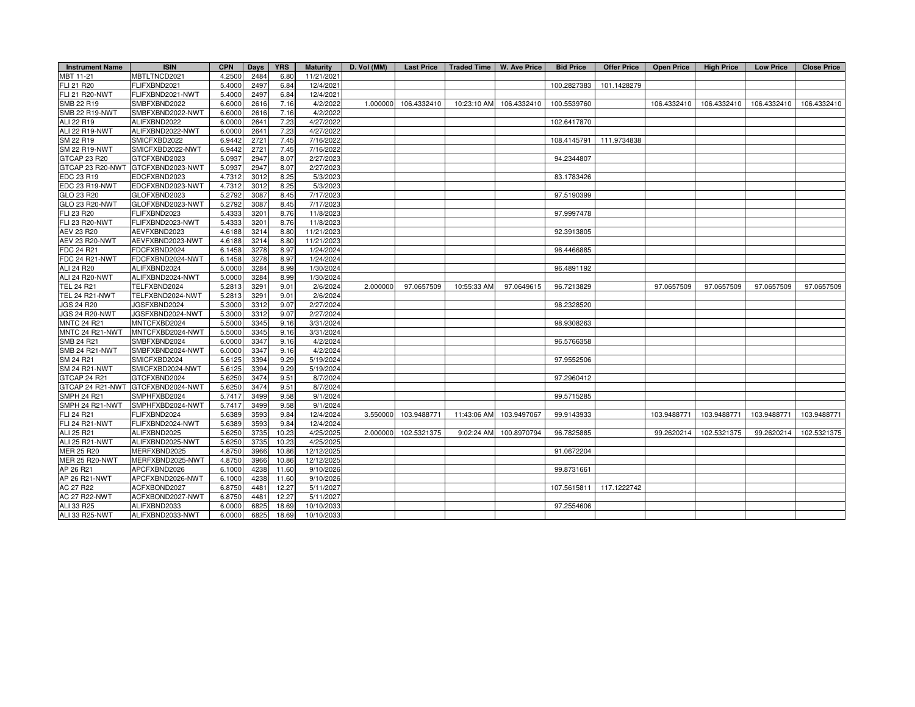| Instrument Name | ISIN | CPN | Days | YRS | Maturity | D. Vol (MM) | Last Price | Traded Time | W. Ave Price | Bid Price | Offer Price | Open Price | High Price | Low Price | Close Price |
|---|---|---|---|---|---|---|---|---|---|---|---|---|---|---|---|
| MBT 11-21 | MBTLTNCD2021 | 4.2500 | 2484 | 6.80 | 11/21/2021 | | | | | | | | | | |
| FLI 21 R20 | FLIFXBND2021 | 5.4000 | 2497 | 6.84 | 12/4/2021 | | | | | 100.2827383 | 101.1428279 | | | | |
| FLI 21 R20-NWT | FLIFXBND2021-NWT | 5.4000 | 2497 | 6.84 | 12/4/2021 | | | | | | | | | | |
| SMB 22 R19 | SMBFXBND2022 | 6.6000 | 2616 | 7.16 | 4/2/2022 | 1.000000 | 106.4332410 | 10:23:10 AM | 106.4332410 | 100.5539760 | | 106.4332410 | 106.4332410 | 106.4332410 | 106.4332410 |
| SMB 22 R19-NWT | SMBFXBND2022-NWT | 6.6000 | 2616 | 7.16 | 4/2/2022 | | | | | | | | | | |
| ALI 22 R19 | ALIFXBND2022 | 6.0000 | 2641 | 7.23 | 4/27/2022 | | | | | 102.6417870 | | | | | |
| ALI 22 R19-NWT | ALIFXBND2022-NWT | 6.0000 | 2641 | 7.23 | 4/27/2022 | | | | | | | | | | |
| SM 22 R19 | SMICFXBD2022 | 6.9442 | 2721 | 7.45 | 7/16/2022 | | | | | 108.4145791 | 111.9734838 | | | | |
| SM 22 R19-NWT | SMICFXBD2022-NWT | 6.9442 | 2721 | 7.45 | 7/16/2022 | | | | | | | | | | |
| GTCAP 23 R20 | GTCFXBND2023 | 5.0937 | 2947 | 8.07 | 2/27/2023 | | | | | 94.2344807 | | | | | |
| GTCAP 23 R20-NWT | GTCFXBND2023-NWT | 5.0937 | 2947 | 8.07 | 2/27/2023 | | | | | | | | | | |
| EDC 23 R19 | EDCFXBND2023 | 4.7312 | 3012 | 8.25 | 5/3/2023 | | | | | 83.1783426 | | | | | |
| EDC 23 R19-NWT | EDCFXBND2023-NWT | 4.7312 | 3012 | 8.25 | 5/3/2023 | | | | | | | | | | |
| GLO 23 R20 | GLOFXBND2023 | 5.2792 | 3087 | 8.45 | 7/17/2023 | | | | | 97.5190399 | | | | | |
| GLO 23 R20-NWT | GLOFXBND2023-NWT | 5.2792 | 3087 | 8.45 | 7/17/2023 | | | | | | | | | | |
| FLI 23 R20 | FLIFXBND2023 | 5.4333 | 3201 | 8.76 | 11/8/2023 | | | | | 97.9997478 | | | | | |
| FLI 23 R20-NWT | FLIFXBND2023-NWT | 5.4333 | 3201 | 8.76 | 11/8/2023 | | | | | | | | | | |
| AEV 23 R20 | AEVFXBND2023 | 4.6188 | 3214 | 8.80 | 11/21/2023 | | | | | 92.3913805 | | | | | |
| AEV 23 R20-NWT | AEVFXBND2023-NWT | 4.6188 | 3214 | 8.80 | 11/21/2023 | | | | | | | | | | |
| FDC 24 R21 | FDCFXBND2024 | 6.1458 | 3278 | 8.97 | 1/24/2024 | | | | | 96.4466885 | | | | | |
| FDC 24 R21-NWT | FDCFXBND2024-NWT | 6.1458 | 3278 | 8.97 | 1/24/2024 | | | | | | | | | | |
| ALI 24 R20 | ALIFXBND2024 | 5.0000 | 3284 | 8.99 | 1/30/2024 | | | | | 96.4891192 | | | | | |
| ALI 24 R20-NWT | ALIFXBND2024-NWT | 5.0000 | 3284 | 8.99 | 1/30/2024 | | | | | | | | | | |
| TEL 24 R21 | TELFXBND2024 | 5.2813 | 3291 | 9.01 | 2/6/2024 | 2.000000 | 97.0657509 | 10:55:33 AM | 97.0649615 | 96.7213829 | | 97.0657509 | 97.0657509 | 97.0657509 | 97.0657509 |
| TEL 24 R21-NWT | TELFXBND2024-NWT | 5.2813 | 3291 | 9.01 | 2/6/2024 | | | | | | | | | | |
| JGS 24 R20 | JGSFXBND2024 | 5.3000 | 3312 | 9.07 | 2/27/2024 | | | | | 98.2328520 | | | | | |
| JGS 24 R20-NWT | JGSFXBND2024-NWT | 5.3000 | 3312 | 9.07 | 2/27/2024 | | | | | | | | | | |
| MNTC 24 R21 | MNTCFXBD2024 | 5.5000 | 3345 | 9.16 | 3/31/2024 | | | | | 98.9308263 | | | | | |
| MNTC 24 R21-NWT | MNTCFXBD2024-NWT | 5.5000 | 3345 | 9.16 | 3/31/2024 | | | | | | | | | | |
| SMB 24 R21 | SMBFXBND2024 | 6.0000 | 3347 | 9.16 | 4/2/2024 | | | | | 96.5766358 | | | | | |
| SMB 24 R21-NWT | SMBFXBND2024-NWT | 6.0000 | 3347 | 9.16 | 4/2/2024 | | | | | | | | | | |
| SM 24 R21 | SMICFXBD2024 | 5.6125 | 3394 | 9.29 | 5/19/2024 | | | | | 97.9552506 | | | | | |
| SM 24 R21-NWT | SMICFXBD2024-NWT | 5.6125 | 3394 | 9.29 | 5/19/2024 | | | | | | | | | | |
| GTCAP 24 R21 | GTCFXBND2024 | 5.6250 | 3474 | 9.51 | 8/7/2024 | | | | | 97.2960412 | | | | | |
| GTCAP 24 R21-NWT | GTCFXBND2024-NWT | 5.6250 | 3474 | 9.51 | 8/7/2024 | | | | | | | | | | |
| SMPH 24 R21 | SMPHFXBD2024 | 5.7417 | 3499 | 9.58 | 9/1/2024 | | | | | 99.5715285 | | | | | |
| SMPH 24 R21-NWT | SMPHFXBD2024-NWT | 5.7417 | 3499 | 9.58 | 9/1/2024 | | | | | | | | | | |
| FLI 24 R21 | FLIFXBND2024 | 5.6389 | 3593 | 9.84 | 12/4/2024 | 3.550000 | 103.9488771 | 11:43:06 AM | 103.9497067 | 99.9143933 | | 103.9488771 | 103.9488771 | 103.9488771 | 103.9488771 |
| FLI 24 R21-NWT | FLIFXBND2024-NWT | 5.6389 | 3593 | 9.84 | 12/4/2024 | | | | | | | | | | |
| ALI 25 R21 | ALIFXBND2025 | 5.6250 | 3735 | 10.23 | 4/25/2025 | 2.000000 | 102.5321375 | 9:02:24 AM | 100.8970794 | 96.7825885 | | 99.2620214 | 102.5321375 | 99.2620214 | 102.5321375 |
| ALI 25 R21-NWT | ALIFXBND2025-NWT | 5.6250 | 3735 | 10.23 | 4/25/2025 | | | | | | | | | | |
| MER 25 R20 | MERFXBND2025 | 4.8750 | 3966 | 10.86 | 12/12/2025 | | | | | 91.0672204 | | | | | |
| MER 25 R20-NWT | MERFXBND2025-NWT | 4.8750 | 3966 | 10.86 | 12/12/2025 | | | | | | | | | | |
| AP 26 R21 | APCFXBND2026 | 6.1000 | 4238 | 11.60 | 9/10/2026 | | | | | 99.8731661 | | | | | |
| AP 26 R21-NWT | APCFXBND2026-NWT | 6.1000 | 4238 | 11.60 | 9/10/2026 | | | | | | | | | | |
| AC 27 R22 | ACFXBOND2027 | 6.8750 | 4481 | 12.27 | 5/11/2027 | | | | | 107.5615811 | 117.1222742 | | | | |
| AC 27 R22-NWT | ACFXBOND2027-NWT | 6.8750 | 4481 | 12.27 | 5/11/2027 | | | | | | | | | | |
| ALI 33 R25 | ALIFXBND2033 | 6.0000 | 6825 | 18.69 | 10/10/2033 | | | | | 97.2554606 | | | | | |
| ALI 33 R25-NWT | ALIFXBND2033-NWT | 6.0000 | 6825 | 18.69 | 10/10/2033 | | | | | | | | | | |